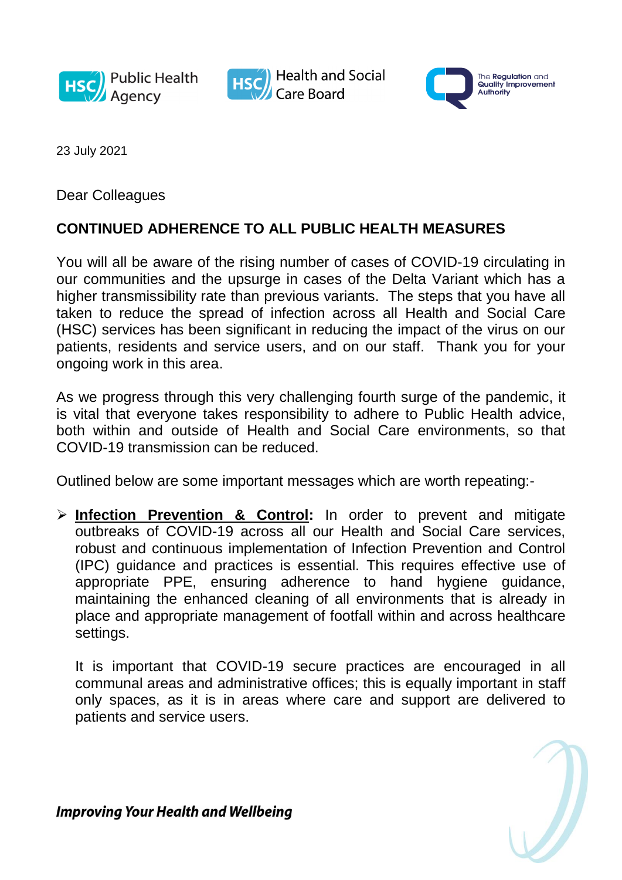23 July 2021

Dear Colleagues

**CONTINUED ADHERENCE TO ALL PUBLIC HEALTH MEASURES**

You will all be aware of the rising number of cases of COVID-19 circulating in our communities and the upsurge in cases of the Delta Variant which has a higher transmissibility rate than previous variants. The steps that you have all taken to reduce the spread of infection across all Health and Social Care (HSC) services has been significant in reducing the impact of the virus on our patients, residents and service users, and on our staff. Thank you for your ongoing work in this area.

As we progress through this very challenging fourth surge of the pandemic, it is vital that everyone takes responsibility to adhere to Public Health advice, both within and outside of Health and Social Care environments, so that COVID-19 transmission can be reduced.

Outlined below are some important messages which are worth repeating:-

- **Infection Prevention & Control:** In order to prevent and mitigate outbreaks of COVID-19 across all our Health and Social Care services, robust and continuous implementation of Infection Prevention and Control (IPC) guidance and practices is essential. This requires effective use of appropriate PPE, ensuring adherence to hand hygiene guidance, maintaining the enhanced cleaning of all environments that is already in place and appropriate management of footfall within and across healthcare settings.

  It is important that COVID-19 secure practices are encouraged in all communal areas and administrative offices; this is equally important in staff only spaces, as it is in areas where care and support are delivered to patients and service users.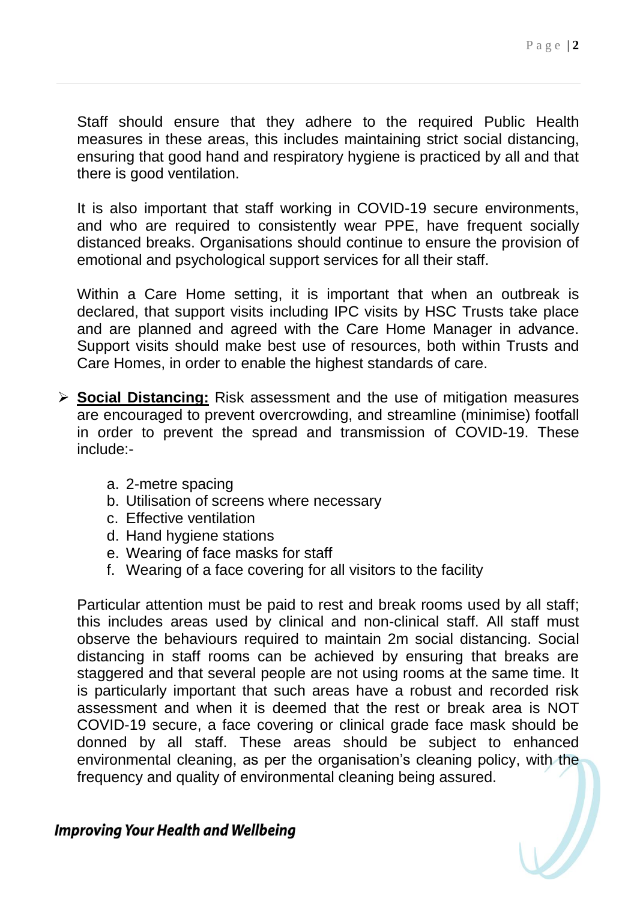Staff should ensure that they adhere to the required Public Health measures in these areas, this includes maintaining strict social distancing, ensuring that good hand and respiratory hygiene is practiced by all and that there is good ventilation.

It is also important that staff working in COVID-19 secure environments, and who are required to consistently wear PPE, have frequent socially distanced breaks. Organisations should continue to ensure the provision of emotional and psychological support services for all their staff.

Within a Care Home setting, it is important that when an outbreak is declared, that support visits including IPC visits by HSC Trusts take place and are planned and agreed with the Care Home Manager in advance. Support visits should make best use of resources, both within Trusts and Care Homes, in order to enable the highest standards of care.

- **Social Distancing:** Risk assessment and the use of mitigation measures are encouraged to prevent overcrowding, and streamline (minimise) footfall in order to prevent the spread and transmission of COVID-19. These include:-

   a. 2-metre spacing
   b. Utilisation of screens where necessary
   c. Effective ventilation
   d. Hand hygiene stations
   e. Wearing of face masks for staff
   f. Wearing of a face covering for all visitors to the facility

   Particular attention must be paid to rest and break rooms used by all staff; this includes areas used by clinical and non-clinical staff. All staff must observe the behaviours required to maintain 2m social distancing. Social distancing in staff rooms can be achieved by ensuring that breaks are staggered and that several people are not using rooms at the same time. It is particularly important that such areas have a robust and recorded risk assessment and when it is deemed that the rest or break area is NOT COVID-19 secure, a face covering or clinical grade face mask should be donned by all staff. These areas should be subject to enhanced environmental cleaning, as per the organisation's cleaning policy, with the frequency and quality of environmental cleaning being assured.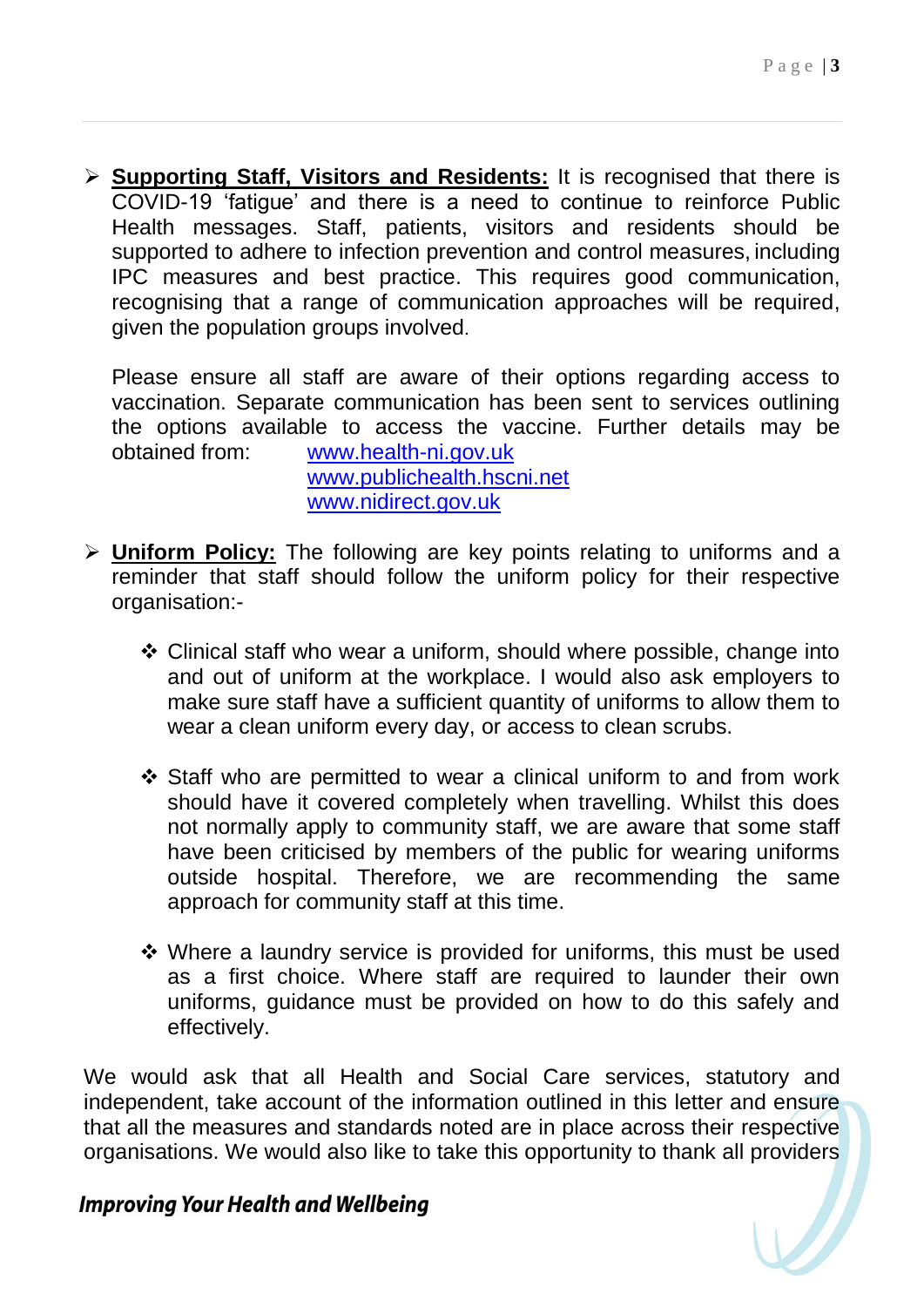- **Supporting Staff, Visitors and Residents:** It is recognised that there is COVID-19 'fatigue' and there is a need to continue to reinforce Public Health messages. Staff, patients, visitors and residents should be supported to adhere to infection prevention and control measures, including IPC measures and best practice. This requires good communication, recognising that a range of communication approaches will be required, given the population groups involved.

  Please ensure all staff are aware of their options regarding access to vaccination. Separate communication has been sent to services outlining the options available to access the vaccine. Further details may be obtained from: www.health-ni.gov.uk
  www.publichealth.hscni.net
  www.nidirect.gov.uk

- **Uniform Policy:** The following are key points relating to uniforms and a reminder that staff should follow the uniform policy for their respective organisation:-

  - Clinical staff who wear a uniform, should where possible, change into and out of uniform at the workplace. I would also ask employers to make sure staff have a sufficient quantity of uniforms to allow them to wear a clean uniform every day, or access to clean scrubs.

  - Staff who are permitted to wear a clinical uniform to and from work should have it covered completely when travelling. Whilst this does not normally apply to community staff, we are aware that some staff have been criticised by members of the public for wearing uniforms outside hospital. Therefore, we are recommending the same approach for community staff at this time.

  - Where a laundry service is provided for uniforms, this must be used as a first choice. Where staff are required to launder their own uniforms, guidance must be provided on how to do this safely and effectively.

We would ask that all Health and Social Care services, statutory and independent, take account of the information outlined in this letter and ensure that all the measures and standards noted are in place across their respective organisations. We would also like to take this opportunity to thank all providers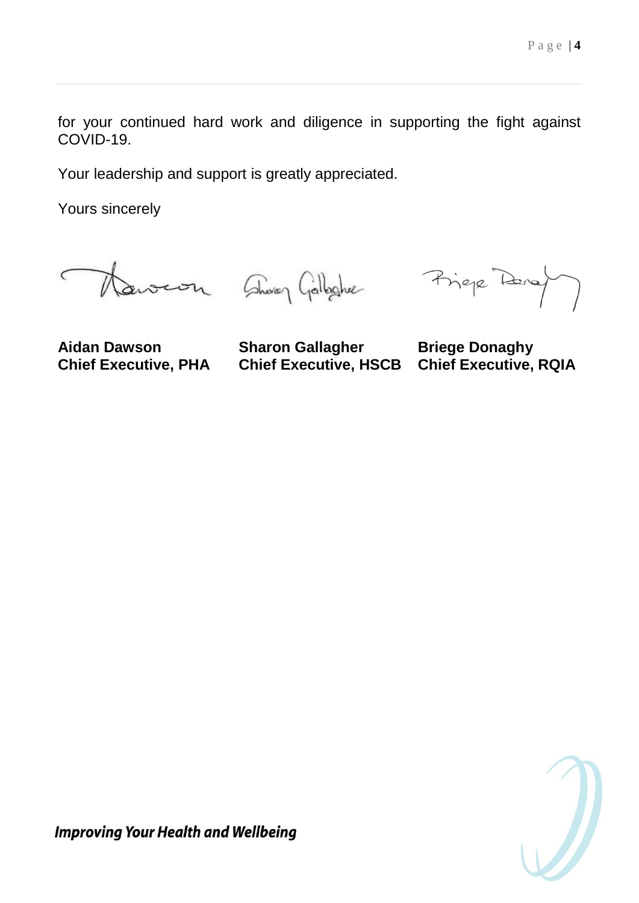for your continued hard work and diligence in supporting the fight against COVID-19.

Your leadership and support is greatly appreciated.

Yours sincerely

| | | |
|---|---|---|
| **Aidan Dawson** | **Sharon Gallagher** | **Briege Donaghy** |
| **Chief Executive, PHA** | **Chief Executive, HSCB** | **Chief Executive, RQIA** |

***Improving Your Health and Wellbeing***